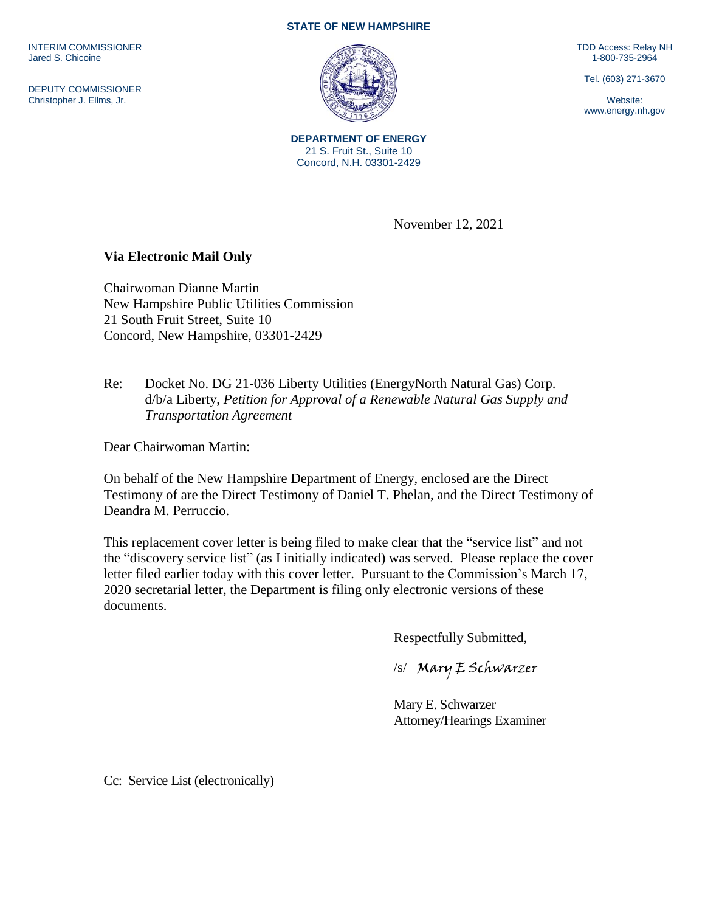**STATE OF NEW HAMPSHIRE**

INTERIM COMMISSIONER
Jared S. Chicoine

DEPUTY COMMISSIONER
Christopher J. Ellms, Jr.

TDD Access: Relay NH
1-800-735-2964

Tel. (603) 271-3670

Website:
www.energy.nh.gov

**DEPARTMENT OF ENERGY**
21 S. Fruit St., Suite 10
Concord, N.H. 03301-2429

November 12, 2021

**Via Electronic Mail Only**

Chairwoman Dianne Martin
New Hampshire Public Utilities Commission
21 South Fruit Street, Suite 10
Concord, New Hampshire, 03301-2429

Re: Docket No. DG 21-036 Liberty Utilities (EnergyNorth Natural Gas) Corp. d/b/a Liberty, *Petition for Approval of a Renewable Natural Gas Supply and Transportation Agreement*

Dear Chairwoman Martin:

On behalf of the New Hampshire Department of Energy, enclosed are the Direct Testimony of are the Direct Testimony of Daniel T. Phelan, and the Direct Testimony of Deandra M. Perruccio.

This replacement cover letter is being filed to make clear that the "service list" and not the "discovery service list" (as I initially indicated) was served. Please replace the cover letter filed earlier today with this cover letter. Pursuant to the Commission's March 17, 2020 secretarial letter, the Department is filing only electronic versions of these documents.

Respectfully Submitted,

/s/ Mary E Schwarzer

Mary E. Schwarzer
Attorney/Hearings Examiner

Cc: Service List (electronically)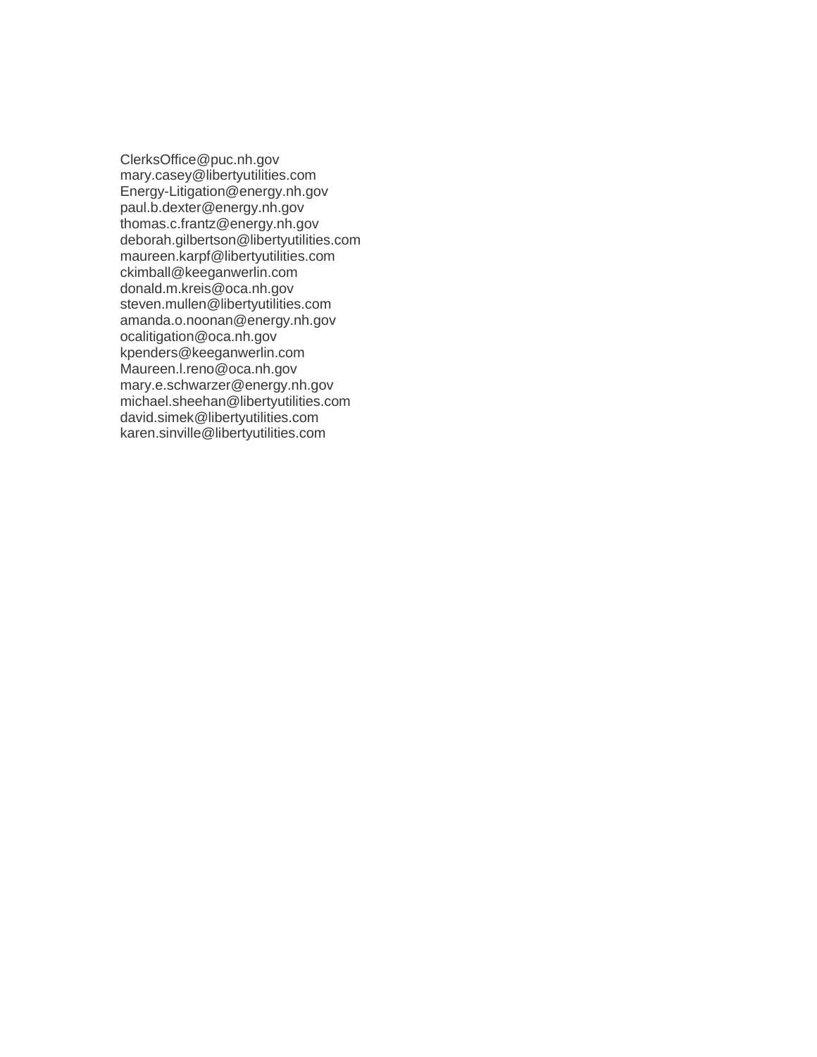ClerksOffice@puc.nh.gov
mary.casey@libertyutilities.com
Energy-Litigation@energy.nh.gov
paul.b.dexter@energy.nh.gov
thomas.c.frantz@energy.nh.gov
deborah.gilbertson@libertyutilities.com
maureen.karpf@libertyutilities.com
ckimball@keeganwerlin.com
donald.m.kreis@oca.nh.gov
steven.mullen@libertyutilities.com
amanda.o.noonan@energy.nh.gov
ocalitigation@oca.nh.gov
kpenders@keeganwerlin.com
Maureen.l.reno@oca.nh.gov
mary.e.schwarzer@energy.nh.gov
michael.sheehan@libertyutilities.com
david.simek@libertyutilities.com
karen.sinville@libertyutilities.com